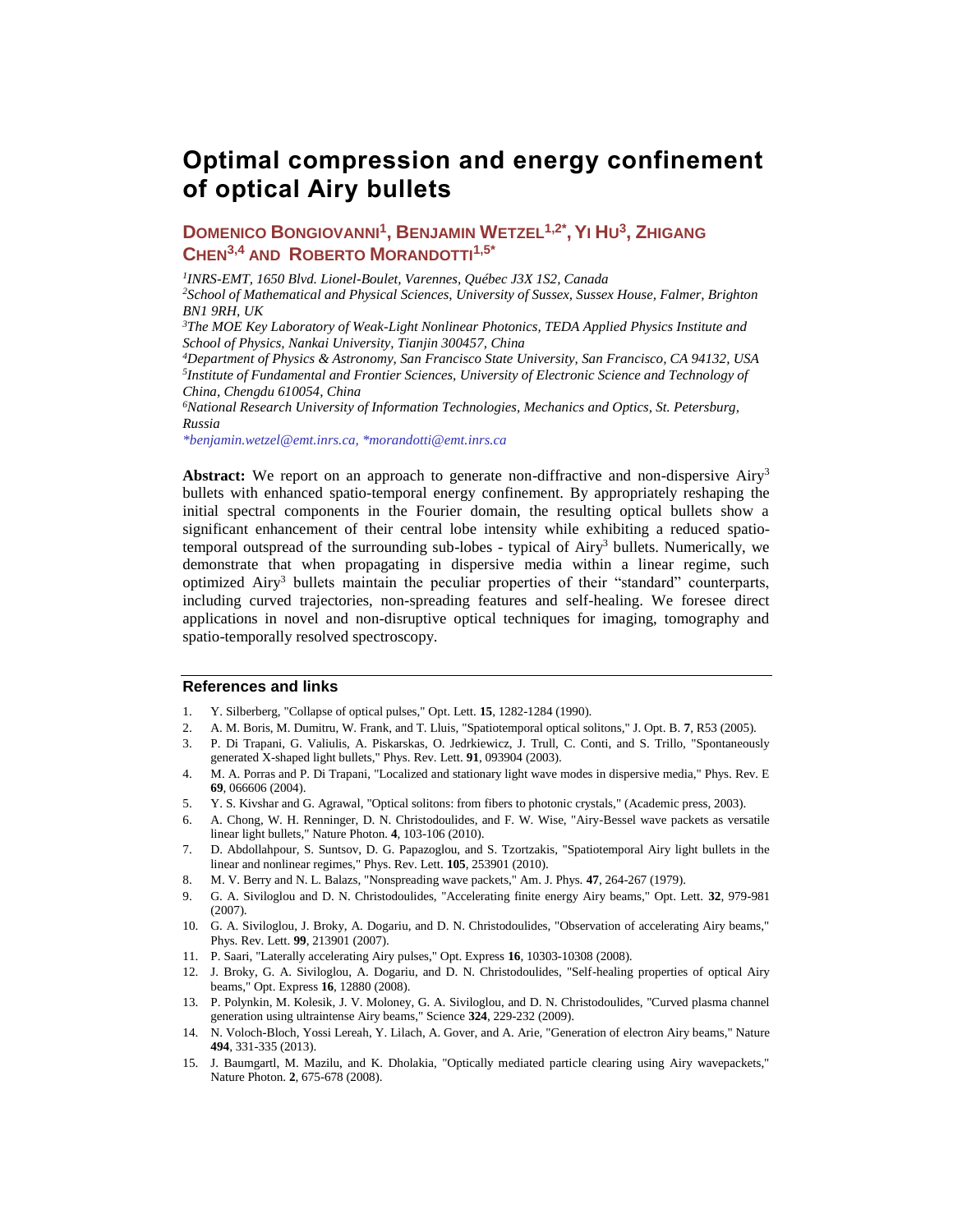# Optimal compression and energy confinement of optical Airy bullets

## Domenico Bongiovanni[1], Benjamin Wetzel[1,2*], Yi Hu[3], Zhigang Chen[3,4] and Roberto Morandotti[1,5*]

*[1]INRS-EMT, 1650 Blvd. Lionel-Boulet, Varennes, Québec J3X 1S2, Canada*
*[2]School of Mathematical and Physical Sciences, University of Sussex, Sussex House, Falmer, Brighton BN1 9RH, UK*
*[3]The MOE Key Laboratory of Weak-Light Nonlinear Photonics, TEDA Applied Physics Institute and School of Physics, Nankai University, Tianjin 300457, China*
*[4]Department of Physics & Astronomy, San Francisco State University, San Francisco, CA 94132, USA*
*[5]Institute of Fundamental and Frontier Sciences, University of Electronic Science and Technology of China, Chengdu 610054, China*
*[6]National Research University of Information Technologies, Mechanics and Optics, St. Petersburg, Russia*
*\*benjamin.wetzel@emt.inrs.ca, \*morandotti@emt.inrs.ca*

**Abstract:** We report on an approach to generate non-diffractive and non-dispersive Airy$^3$ bullets with enhanced spatio-temporal energy confinement. By appropriately reshaping the initial spectral components in the Fourier domain, the resulting optical bullets show a significant enhancement of their central lobe intensity while exhibiting a reduced spatio-temporal outspread of the surrounding sub-lobes - typical of Airy$^3$ bullets. Numerically, we demonstrate that when propagating in dispersive media within a linear regime, such optimized Airy$^3$ bullets maintain the peculiar properties of their "standard" counterparts, including curved trajectories, non-spreading features and self-healing. We foresee direct applications in novel and non-disruptive optical techniques for imaging, tomography and spatio-temporally resolved spectroscopy.

### References and links

1. Y. Silberberg, "Collapse of optical pulses," Opt. Lett. **15**, 1282-1284 (1990).
2. A. M. Boris, M. Dumitru, W. Frank, and T. Lluis, "Spatiotemporal optical solitons," J. Opt. B. **7**, R53 (2005).
3. P. Di Trapani, G. Valiulis, A. Piskarskas, O. Jedrkiewicz, J. Trull, C. Conti, and S. Trillo, "Spontaneously generated X-shaped light bullets," Phys. Rev. Lett. **91**, 093904 (2003).
4. M. A. Porras and P. Di Trapani, "Localized and stationary light wave modes in dispersive media," Phys. Rev. E **69**, 066606 (2004).
5. Y. S. Kivshar and G. Agrawal, "Optical solitons: from fibers to photonic crystals," (Academic press, 2003).
6. A. Chong, W. H. Renninger, D. N. Christodoulides, and F. W. Wise, "Airy-Bessel wave packets as versatile linear light bullets," Nature Photon. **4**, 103-106 (2010).
7. D. Abdollahpour, S. Suntsov, D. G. Papazoglou, and S. Tzortzakis, "Spatiotemporal Airy light bullets in the linear and nonlinear regimes," Phys. Rev. Lett. **105**, 253901 (2010).
8. M. V. Berry and N. L. Balazs, "Nonspreading wave packets," Am. J. Phys. **47**, 264-267 (1979).
9. G. A. Siviloglou and D. N. Christodoulides, "Accelerating finite energy Airy beams," Opt. Lett. **32**, 979-981 (2007).
10. G. A. Siviloglou, J. Broky, A. Dogariu, and D. N. Christodoulides, "Observation of accelerating Airy beams," Phys. Rev. Lett. **99**, 213901 (2007).
11. P. Saari, "Laterally accelerating Airy pulses," Opt. Express **16**, 10303-10308 (2008).
12. J. Broky, G. A. Siviloglou, A. Dogariu, and D. N. Christodoulides, "Self-healing properties of optical Airy beams," Opt. Express **16**, 12880 (2008).
13. P. Polynkin, M. Kolesik, J. V. Moloney, G. A. Siviloglou, and D. N. Christodoulides, "Curved plasma channel generation using ultraintense Airy beams," Science **324**, 229-232 (2009).
14. N. Voloch-Bloch, Yossi Lereah, Y. Lilach, A. Gover, and A. Arie, "Generation of electron Airy beams," Nature **494**, 331-335 (2013).
15. J. Baumgartl, M. Mazilu, and K. Dholakia, "Optically mediated particle clearing using Airy wavepackets," Nature Photon. **2**, 675-678 (2008).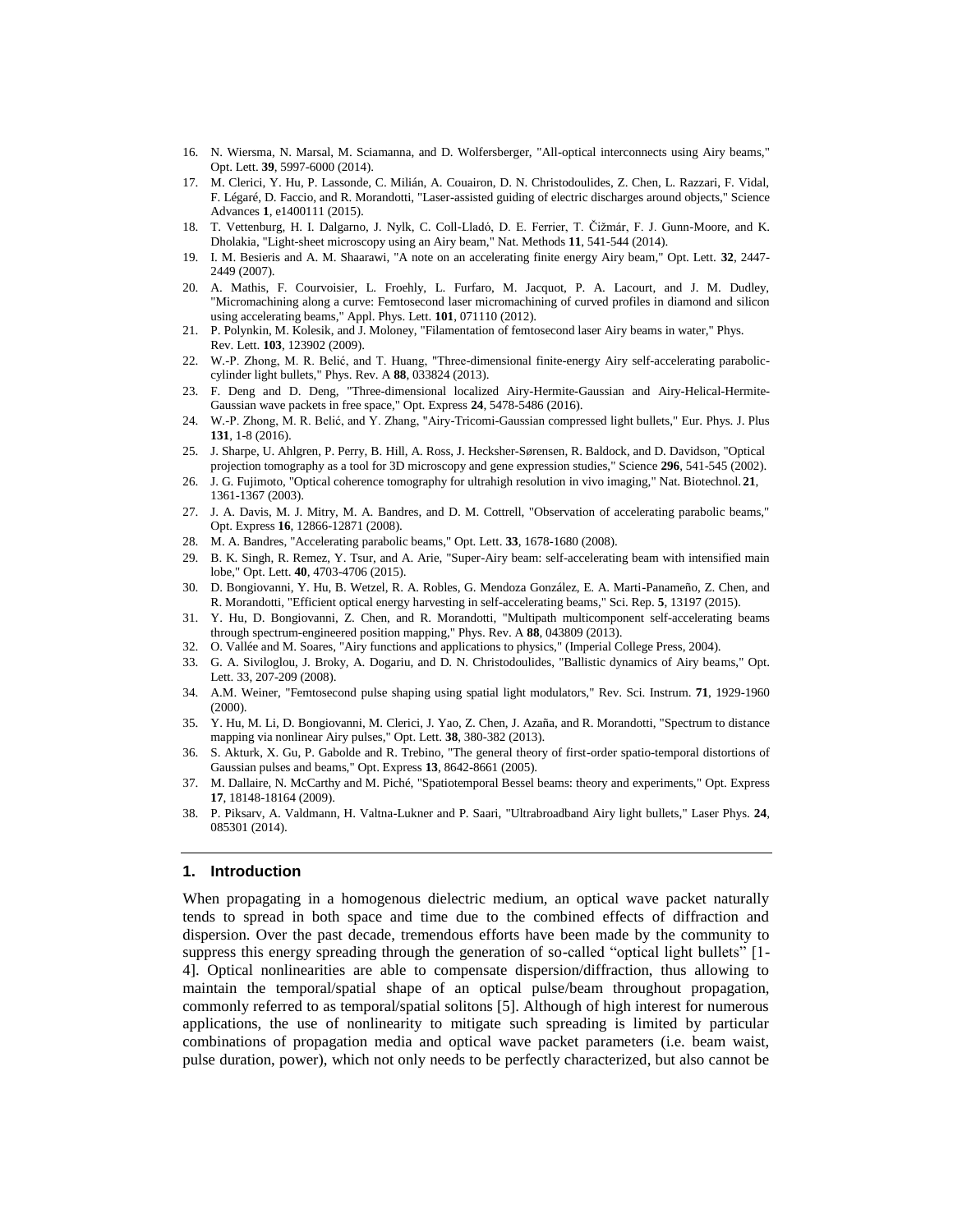16. N. Wiersma, N. Marsal, M. Sciamanna, and D. Wolfersberger, "All-optical interconnects using Airy beams," Opt. Lett. **39**, 5997-6000 (2014).
17. M. Clerici, Y. Hu, P. Lassonde, C. Milián, A. Couairon, D. N. Christodoulides, Z. Chen, L. Razzari, F. Vidal, F. Légaré, D. Faccio, and R. Morandotti, "Laser-assisted guiding of electric discharges around objects," Science Advances **1**, e1400111 (2015).
18. T. Vettenburg, H. I. Dalgarno, J. Nylk, C. Coll-Lladó, D. E. Ferrier, T. Čižmár, F. J. Gunn-Moore, and K. Dholakia, "Light-sheet microscopy using an Airy beam," Nat. Methods **11**, 541-544 (2014).
19. I. M. Besieris and A. M. Shaarawi, "A note on an accelerating finite energy Airy beam," Opt. Lett. **32**, 2447-2449 (2007).
20. A. Mathis, F. Courvoisier, L. Froehly, L. Furfaro, M. Jacquot, P. A. Lacourt, and J. M. Dudley, "Micromachining along a curve: Femtosecond laser micromachining of curved profiles in diamond and silicon using accelerating beams," Appl. Phys. Lett. **101**, 071110 (2012).
21. P. Polynkin, M. Kolesik, and J. Moloney, "Filamentation of femtosecond laser Airy beams in water," Phys. Rev. Lett. **103**, 123902 (2009).
22. W.-P. Zhong, M. R. Belić, and T. Huang, "Three-dimensional finite-energy Airy self-accelerating parabolic-cylinder light bullets," Phys. Rev. A **88**, 033824 (2013).
23. F. Deng and D. Deng, "Three-dimensional localized Airy-Hermite-Gaussian and Airy-Helical-Hermite-Gaussian wave packets in free space," Opt. Express **24**, 5478-5486 (2016).
24. W.-P. Zhong, M. R. Belić, and Y. Zhang, "Airy-Tricomi-Gaussian compressed light bullets," Eur. Phys. J. Plus **131**, 1-8 (2016).
25. J. Sharpe, U. Ahlgren, P. Perry, B. Hill, A. Ross, J. Hecksher-Sørensen, R. Baldock, and D. Davidson, "Optical projection tomography as a tool for 3D microscopy and gene expression studies," Science **296**, 541-545 (2002).
26. J. G. Fujimoto, "Optical coherence tomography for ultrahigh resolution in vivo imaging," Nat. Biotechnol. **21**, 1361-1367 (2003).
27. J. A. Davis, M. J. Mitry, M. A. Bandres, and D. M. Cottrell, "Observation of accelerating parabolic beams," Opt. Express **16**, 12866-12871 (2008).
28. M. A. Bandres, "Accelerating parabolic beams," Opt. Lett. **33**, 1678-1680 (2008).
29. B. K. Singh, R. Remez, Y. Tsur, and A. Arie, "Super-Airy beam: self-accelerating beam with intensified main lobe," Opt. Lett. **40**, 4703-4706 (2015).
30. D. Bongiovanni, Y. Hu, B. Wetzel, R. A. Robles, G. Mendoza González, E. A. Marti-Panameño, Z. Chen, and R. Morandotti, "Efficient optical energy harvesting in self-accelerating beams," Sci. Rep. **5**, 13197 (2015).
31. Y. Hu, D. Bongiovanni, Z. Chen, and R. Morandotti, "Multipath multicomponent self-accelerating beams through spectrum-engineered position mapping," Phys. Rev. A **88**, 043809 (2013).
32. O. Vallée and M. Soares, "Airy functions and applications to physics," (Imperial College Press, 2004).
33. G. A. Siviloglou, J. Broky, A. Dogariu, and D. N. Christodoulides, "Ballistic dynamics of Airy beams," Opt. Lett. 33, 207-209 (2008).
34. A.M. Weiner, "Femtosecond pulse shaping using spatial light modulators," Rev. Sci. Instrum. **71**, 1929-1960 (2000).
35. Y. Hu, M. Li, D. Bongiovanni, M. Clerici, J. Yao, Z. Chen, J. Azaña, and R. Morandotti, "Spectrum to distance mapping via nonlinear Airy pulses," Opt. Lett. **38**, 380-382 (2013).
36. S. Akturk, X. Gu, P. Gabolde and R. Trebino, "The general theory of first-order spatio-temporal distortions of Gaussian pulses and beams," Opt. Express **13**, 8642-8661 (2005).
37. M. Dallaire, N. McCarthy and M. Piché, "Spatiotemporal Bessel beams: theory and experiments," Opt. Express **17**, 18148-18164 (2009).
38. P. Piksarv, A. Valdmann, H. Valtna-Lukner and P. Saari, "Ultrabroadband Airy light bullets," Laser Phys. **24**, 085301 (2014).

## 1. Introduction

When propagating in a homogenous dielectric medium, an optical wave packet naturally tends to spread in both space and time due to the combined effects of diffraction and dispersion. Over the past decade, tremendous efforts have been made by the community to suppress this energy spreading through the generation of so-called "optical light bullets" [1-4]. Optical nonlinearities are able to compensate dispersion/diffraction, thus allowing to maintain the temporal/spatial shape of an optical pulse/beam throughout propagation, commonly referred to as temporal/spatial solitons [5]. Although of high interest for numerous applications, the use of nonlinearity to mitigate such spreading is limited by particular combinations of propagation media and optical wave packet parameters (i.e. beam waist, pulse duration, power), which not only needs to be perfectly characterized, but also cannot be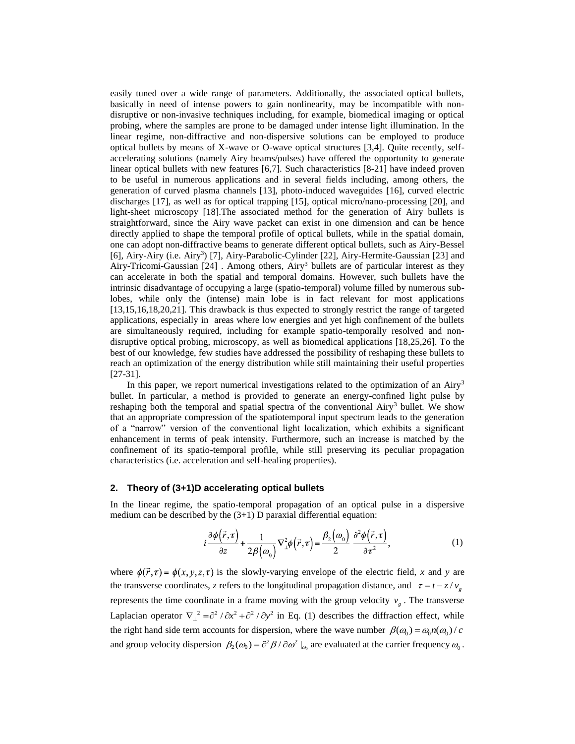easily tuned over a wide range of parameters. Additionally, the associated optical bullets, basically in need of intense powers to gain nonlinearity, may be incompatible with non-disruptive or non-invasive techniques including, for example, biomedical imaging or optical probing, where the samples are prone to be damaged under intense light illumination. In the linear regime, non-diffractive and non-dispersive solutions can be employed to produce optical bullets by means of X-wave or O-wave optical structures [3,4]. Quite recently, self-accelerating solutions (namely Airy beams/pulses) have offered the opportunity to generate linear optical bullets with new features [6,7]. Such characteristics [8-21] have indeed proven to be useful in numerous applications and in several fields including, among others, the generation of curved plasma channels [13], photo-induced waveguides [16], curved electric discharges [17], as well as for optical trapping [15], optical micro/nano-processing [20], and light-sheet microscopy [18].The associated method for the generation of Airy bullets is straightforward, since the Airy wave packet can exist in one dimension and can be hence directly applied to shape the temporal profile of optical bullets, while in the spatial domain, one can adopt non-diffractive beams to generate different optical bullets, such as Airy-Bessel [6], Airy-Airy (i.e. Airy$^3$) [7], Airy-Parabolic-Cylinder [22], Airy-Hermite-Gaussian [23] and Airy-Tricomi-Gaussian [24] . Among others, Airy$^3$ bullets are of particular interest as they can accelerate in both the spatial and temporal domains. However, such bullets have the intrinsic disadvantage of occupying a large (spatio-temporal) volume filled by numerous sub-lobes, while only the (intense) main lobe is in fact relevant for most applications [13,15,16,18,20,21]. This drawback is thus expected to strongly restrict the range of targeted applications, especially in areas where low energies and yet high confinement of the bullets are simultaneously required, including for example spatio-temporally resolved and non-disruptive optical probing, microscopy, as well as biomedical applications [18,25,26]. To the best of our knowledge, few studies have addressed the possibility of reshaping these bullets to reach an optimization of the energy distribution while still maintaining their useful properties [27-31].

In this paper, we report numerical investigations related to the optimization of an Airy$^3$ bullet. In particular, a method is provided to generate an energy-confined light pulse by reshaping both the temporal and spatial spectra of the conventional Airy$^3$ bullet. We show that an appropriate compression of the spatiotemporal input spectrum leads to the generation of a "narrow" version of the conventional light localization, which exhibits a significant enhancement in terms of peak intensity. Furthermore, such an increase is matched by the confinement of its spatio-temporal profile, while still preserving its peculiar propagation characteristics (i.e. acceleration and self-healing properties).

## 2. Theory of (3+1)D accelerating optical bullets

In the linear regime, the spatio-temporal propagation of an optical pulse in a dispersive medium can be described by the (3+1) D paraxial differential equation:

$$i\frac{\partial\phi(\vec{r},\tau)}{\partial z}+\frac{1}{2\beta(\omega_0)}\nabla_\perp^2\phi(\vec{r},\tau)=\frac{\beta_2(\omega_0)}{2}\frac{\partial^2\phi(\vec{r},\tau)}{\partial\tau^2}, \tag{1}$$

where $\phi(\vec{r},\tau)=\phi(x,y,z,\tau)$ is the slowly-varying envelope of the electric field, $x$ and $y$ are the transverse coordinates, $z$ refers to the longitudinal propagation distance, and $\tau=t-z/v_g$ represents the time coordinate in a frame moving with the group velocity $v_g$. The transverse Laplacian operator $\nabla_\perp^2=\partial^2/\partial x^2+\partial^2/\partial y^2$ in Eq. (1) describes the diffraction effect, while the right hand side term accounts for dispersion, where the wave number $\beta(\omega_0)=\omega_0 n(\omega_0)/c$ and group velocity dispersion $\beta_2(\omega_0)=\partial^2\beta/\partial\omega^2|_{\omega_0}$ are evaluated at the carrier frequency $\omega_0$.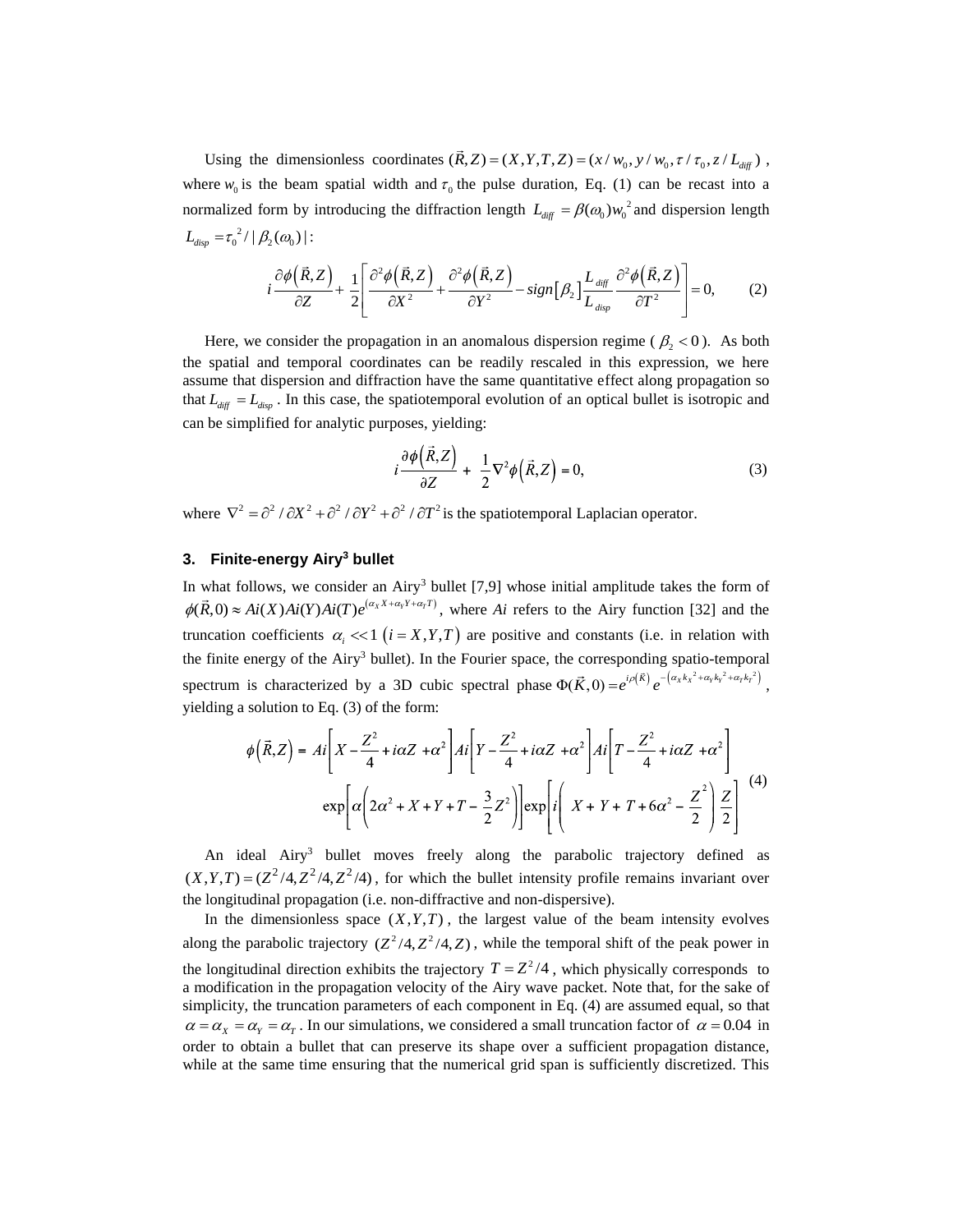Using the dimensionless coordinates $(\vec{R},Z)=(X,Y,T,Z)=(x/w_0, y/w_0, \tau/\tau_0, z/L_{diff})$, where $w_0$ is the beam spatial width and $\tau_0$ the pulse duration, Eq. (1) can be recast into a normalized form by introducing the diffraction length $L_{diff}=\beta(\omega_0)w_0{}^2$ and dispersion length $L_{disp}=\tau_0{}^2/|\beta_2(\omega_0)|$:

$$i\frac{\partial\phi\left(\vec{R},Z\right)}{\partial Z}+\frac{1}{2}\left[\frac{\partial^2\phi\left(\vec{R},Z\right)}{\partial X^2}+\frac{\partial^2\phi\left(\vec{R},Z\right)}{\partial Y^2}-sign\left[\beta_2\right]\frac{L_{diff}}{L_{disp}}\frac{\partial^2\phi\left(\vec{R},Z\right)}{\partial T^2}\right]=0, \qquad (2)$$

Here, we consider the propagation in an anomalous dispersion regime ( $\beta_2<0$ ). As both the spatial and temporal coordinates can be readily rescaled in this expression, we here assume that dispersion and diffraction have the same quantitative effect along propagation so that $L_{diff}=L_{disp}$. In this case, the spatiotemporal evolution of an optical bullet is isotropic and can be simplified for analytic purposes, yielding:

$$i\frac{\partial\phi\left(\vec{R},Z\right)}{\partial Z}+\frac{1}{2}\nabla^2\phi\left(\vec{R},Z\right)=0, \qquad (3)$$

where $\nabla^2=\partial^2/\partial X^2+\partial^2/\partial Y^2+\partial^2/\partial T^2$ is the spatiotemporal Laplacian operator.

## 3. Finite-energy Airy$^3$ bullet

In what follows, we consider an Airy$^3$ bullet [7,9] whose initial amplitude takes the form of $\phi(\vec{R},0)\approx Ai(X)Ai(Y)Ai(T)e^{(\alpha_X X+\alpha_Y Y+\alpha_T T)}$, where *Ai* refers to the Airy function [32] and the truncation coefficients $\alpha_i \ll 1\ (i=X,Y,T)$ are positive and constants (i.e. in relation with the finite energy of the Airy$^3$ bullet). In the Fourier space, the corresponding spatio-temporal spectrum is characterized by a 3D cubic spectral phase $\Phi(\vec{K},0)=e^{i\rho(\vec{K})}\,e^{-\left(\alpha_X k_X{}^2+\alpha_Y k_Y{}^2+\alpha_T k_T{}^2\right)}$, yielding a solution to Eq. (3) of the form:

$$\phi\left(\vec{R},Z\right)=Ai\left[X-\frac{Z^2}{4}+i\alpha Z+\alpha^2\right]Ai\left[Y-\frac{Z^2}{4}+i\alpha Z+\alpha^2\right]Ai\left[T-\frac{Z^2}{4}+i\alpha Z+\alpha^2\right]$$
$$\exp\left[\alpha\left(2\alpha^2+X+Y+T-\frac{3}{2}Z^2\right)\right]\exp\left[i\left(X+Y+T+6\alpha^2-\frac{Z^2}{2}\right)\frac{Z}{2}\right] \qquad (4)$$

An ideal Airy$^3$ bullet moves freely along the parabolic trajectory defined as $(X,Y,T)=(Z^2/4,Z^2/4,Z^2/4)$, for which the bullet intensity profile remains invariant over the longitudinal propagation (i.e. non-diffractive and non-dispersive).

In the dimensionless space $(X,Y,T)$, the largest value of the beam intensity evolves along the parabolic trajectory $(Z^2/4,Z^2/4,Z)$, while the temporal shift of the peak power in the longitudinal direction exhibits the trajectory $T=Z^2/4$, which physically corresponds to a modification in the propagation velocity of the Airy wave packet. Note that, for the sake of simplicity, the truncation parameters of each component in Eq. (4) are assumed equal, so that $\alpha=\alpha_X=\alpha_Y=\alpha_T$. In our simulations, we considered a small truncation factor of $\alpha=0.04$ in order to obtain a bullet that can preserve its shape over a sufficient propagation distance, while at the same time ensuring that the numerical grid span is sufficiently discretized. This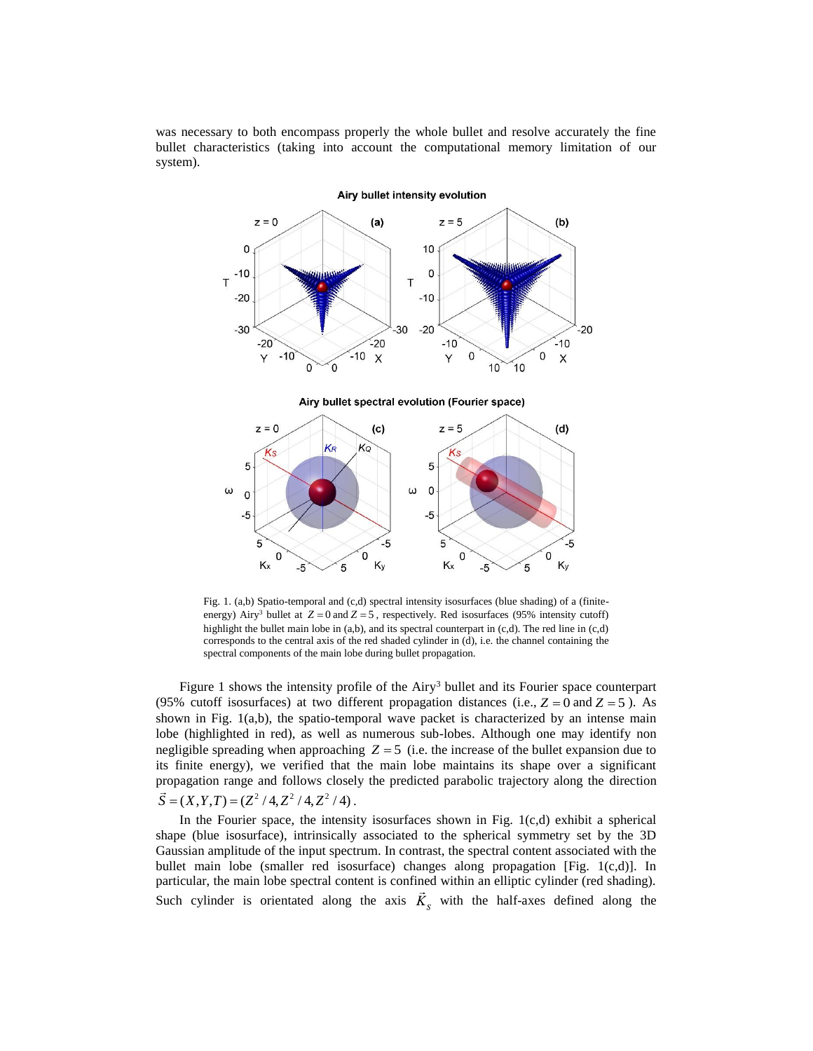was necessary to both encompass properly the whole bullet and resolve accurately the fine bullet characteristics (taking into account the computational memory limitation of our system).

Fig. 1. (a,b) Spatio-temporal and (c,d) spectral intensity isosurfaces (blue shading) of a (finite-energy) Airy[3] bullet at $Z = 0$ and $Z = 5$, respectively. Red isosurfaces (95% intensity cutoff) highlight the bullet main lobe in (a,b), and its spectral counterpart in (c,d). The red line in (c,d) corresponds to the central axis of the red shaded cylinder in (d), i.e. the channel containing the spectral components of the main lobe during bullet propagation.

Figure 1 shows the intensity profile of the Airy[3] bullet and its Fourier space counterpart (95% cutoff isosurfaces) at two different propagation distances (i.e., $Z = 0$ and $Z = 5$). As shown in Fig. 1(a,b), the spatio-temporal wave packet is characterized by an intense main lobe (highlighted in red), as well as numerous sub-lobes. Although one may identify non negligible spreading when approaching $Z = 5$ (i.e. the increase of the bullet expansion due to its finite energy), we verified that the main lobe maintains its shape over a significant propagation range and follows closely the predicted parabolic trajectory along the direction $\vec{S} = (X, Y, T) = (Z^2/4, Z^2/4, Z^2/4)$.

In the Fourier space, the intensity isosurfaces shown in Fig. 1(c,d) exhibit a spherical shape (blue isosurface), intrinsically associated to the spherical symmetry set by the 3D Gaussian amplitude of the input spectrum. In contrast, the spectral content associated with the bullet main lobe (smaller red isosurface) changes along propagation [Fig. 1(c,d)]. In particular, the main lobe spectral content is confined within an elliptic cylinder (red shading). Such cylinder is orientated along the axis $\vec{K}_S$ with the half-axes defined along the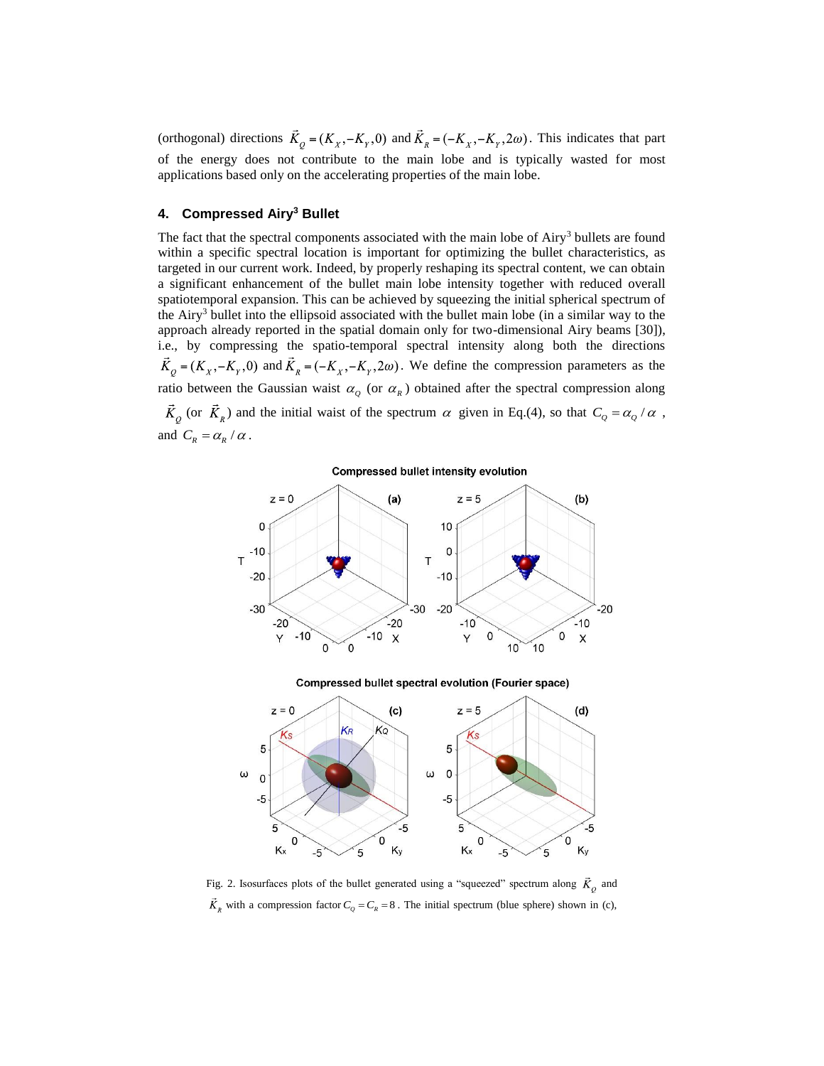(orthogonal) directions $\vec{K}_Q = (K_X, -K_Y, 0)$ and $\vec{K}_R = (-K_X, -K_Y, 2\omega)$. This indicates that part of the energy does not contribute to the main lobe and is typically wasted for most applications based only on the accelerating properties of the main lobe.

## 4. Compressed Airy[3] Bullet

The fact that the spectral components associated with the main lobe of Airy[3] bullets are found within a specific spectral location is important for optimizing the bullet characteristics, as targeted in our current work. Indeed, by properly reshaping its spectral content, we can obtain a significant enhancement of the bullet main lobe intensity together with reduced overall spatiotemporal expansion. This can be achieved by squeezing the initial spherical spectrum of the Airy[3] bullet into the ellipsoid associated with the bullet main lobe (in a similar way to the approach already reported in the spatial domain only for two-dimensional Airy beams [30]), i.e., by compressing the spatio-temporal spectral intensity along both the directions $\vec{K}_Q = (K_X, -K_Y, 0)$ and $\vec{K}_R = (-K_X, -K_Y, 2\omega)$. We define the compression parameters as the ratio between the Gaussian waist $\alpha_Q$ (or $\alpha_R$) obtained after the spectral compression along $\vec{K}_Q$ (or $\vec{K}_R$) and the initial waist of the spectrum $\alpha$ given in Eq.(4), so that $C_Q = \alpha_Q / \alpha$, and $C_R = \alpha_R / \alpha$.

Fig. 2. Isosurfaces plots of the bullet generated using a "squeezed" spectrum along $\vec{K}_Q$ and $\vec{K}_R$ with a compression factor $C_Q = C_R = 8$. The initial spectrum (blue sphere) shown in (c),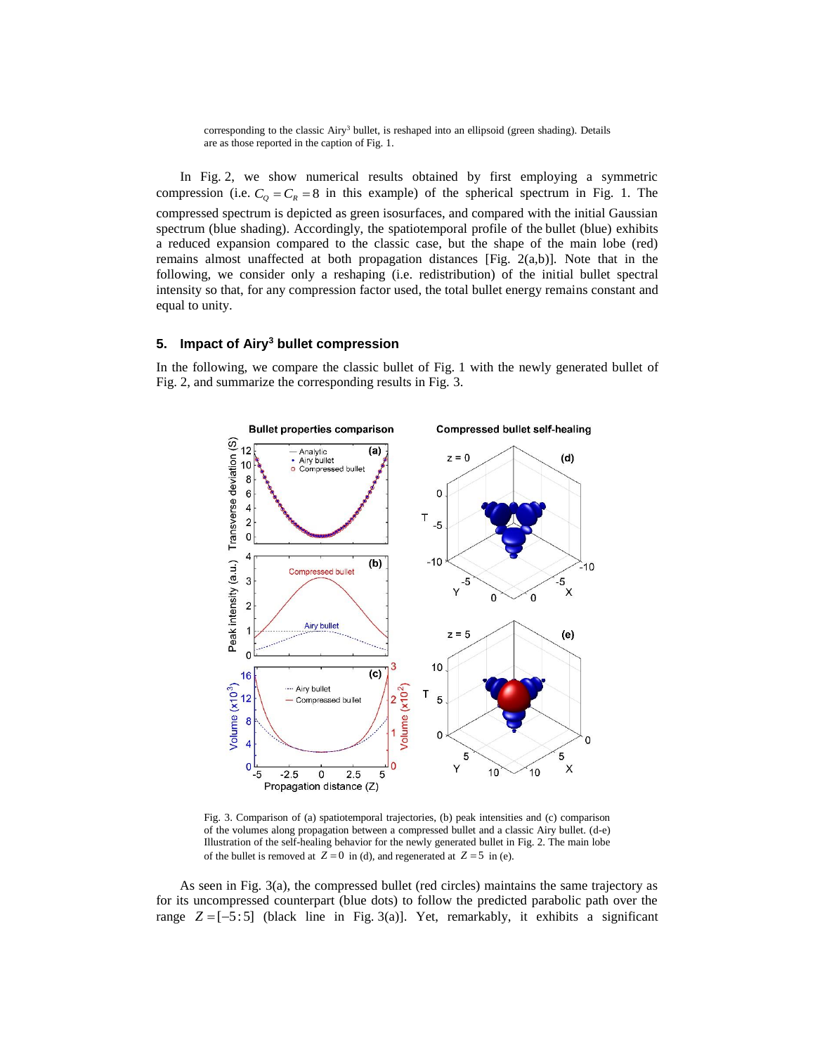corresponding to the classic Airy[3] bullet, is reshaped into an ellipsoid (green shading). Details are as those reported in the caption of Fig. 1.

In Fig. 2, we show numerical results obtained by first employing a symmetric compression (i.e. $C_Q = C_R = 8$ in this example) of the spherical spectrum in Fig. 1. The compressed spectrum is depicted as green isosurfaces, and compared with the initial Gaussian spectrum (blue shading). Accordingly, the spatiotemporal profile of the bullet (blue) exhibits a reduced expansion compared to the classic case, but the shape of the main lobe (red) remains almost unaffected at both propagation distances [Fig. 2(a,b)]. Note that in the following, we consider only a reshaping (i.e. redistribution) of the initial bullet spectral intensity so that, for any compression factor used, the total bullet energy remains constant and equal to unity.

## 5. Impact of Airy$^3$ bullet compression

In the following, we compare the classic bullet of Fig. 1 with the newly generated bullet of Fig. 2, and summarize the corresponding results in Fig. 3.

Fig. 3. Comparison of (a) spatiotemporal trajectories, (b) peak intensities and (c) comparison of the volumes along propagation between a compressed bullet and a classic Airy bullet. (d-e) Illustration of the self-healing behavior for the newly generated bullet in Fig. 2. The main lobe of the bullet is removed at $Z = 0$ in (d), and regenerated at $Z = 5$ in (e).

As seen in Fig. 3(a), the compressed bullet (red circles) maintains the same trajectory as for its uncompressed counterpart (blue dots) to follow the predicted parabolic path over the range $Z = [-5:5]$ (black line in Fig. 3(a)]. Yet, remarkably, it exhibits a significant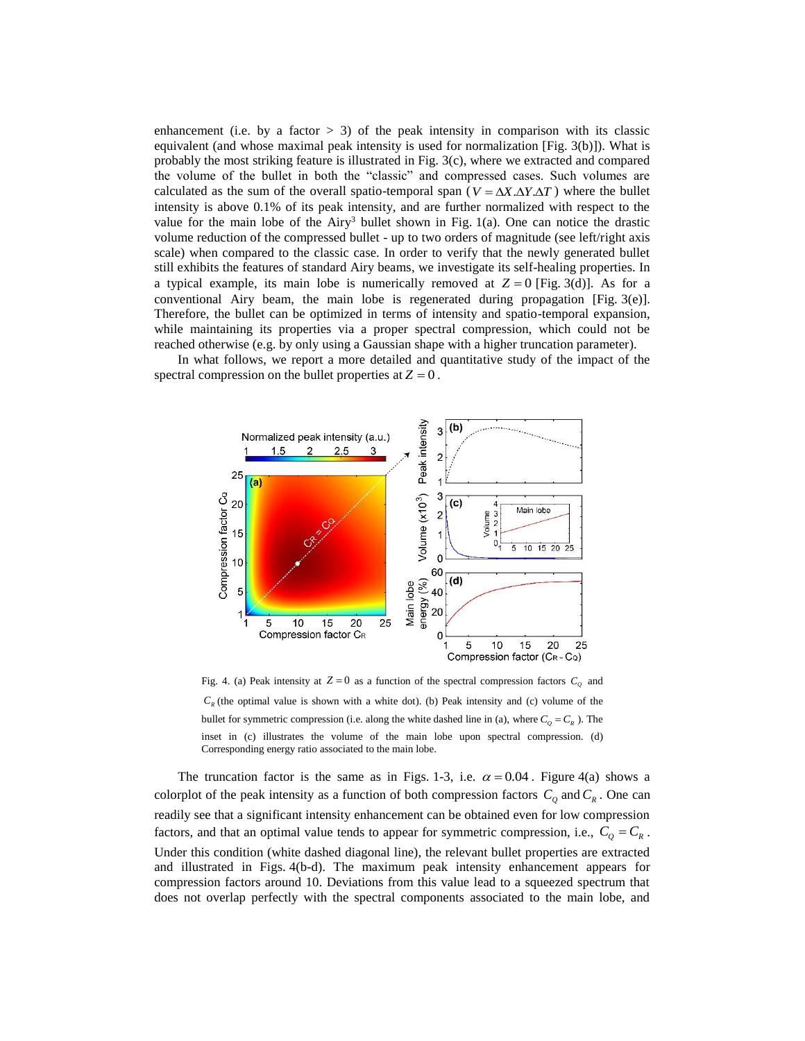enhancement (i.e. by a factor > 3) of the peak intensity in comparison with its classic equivalent (and whose maximal peak intensity is used for normalization [Fig. 3(b)]). What is probably the most striking feature is illustrated in Fig. 3(c), where we extracted and compared the volume of the bullet in both the "classic" and compressed cases. Such volumes are calculated as the sum of the overall spatio-temporal span ($V = \Delta X.\Delta Y.\Delta T$) where the bullet intensity is above 0.1% of its peak intensity, and are further normalized with respect to the value for the main lobe of the Airy$^3$ bullet shown in Fig. 1(a). One can notice the drastic volume reduction of the compressed bullet - up to two orders of magnitude (see left/right axis scale) when compared to the classic case. In order to verify that the newly generated bullet still exhibits the features of standard Airy beams, we investigate its self-healing properties. In a typical example, its main lobe is numerically removed at $Z = 0$ [Fig. 3(d)]. As for a conventional Airy beam, the main lobe is regenerated during propagation [Fig. 3(e)]. Therefore, the bullet can be optimized in terms of intensity and spatio-temporal expansion, while maintaining its properties via a proper spectral compression, which could not be reached otherwise (e.g. by only using a Gaussian shape with a higher truncation parameter).

In what follows, we report a more detailed and quantitative study of the impact of the spectral compression on the bullet properties at $Z = 0$.

Fig. 4. (a) Peak intensity at $Z = 0$ as a function of the spectral compression factors $C_Q$ and $C_R$ (the optimal value is shown with a white dot). (b) Peak intensity and (c) volume of the bullet for symmetric compression (i.e. along the white dashed line in (a), where $C_Q = C_R$). The inset in (c) illustrates the volume of the main lobe upon spectral compression. (d) Corresponding energy ratio associated to the main lobe.

The truncation factor is the same as in Figs. 1-3, i.e. $\alpha = 0.04$. Figure 4(a) shows a colorplot of the peak intensity as a function of both compression factors $C_Q$ and $C_R$. One can readily see that a significant intensity enhancement can be obtained even for low compression factors, and that an optimal value tends to appear for symmetric compression, i.e., $C_Q = C_R$. Under this condition (white dashed diagonal line), the relevant bullet properties are extracted and illustrated in Figs. 4(b-d). The maximum peak intensity enhancement appears for compression factors around 10. Deviations from this value lead to a squeezed spectrum that does not overlap perfectly with the spectral components associated to the main lobe, and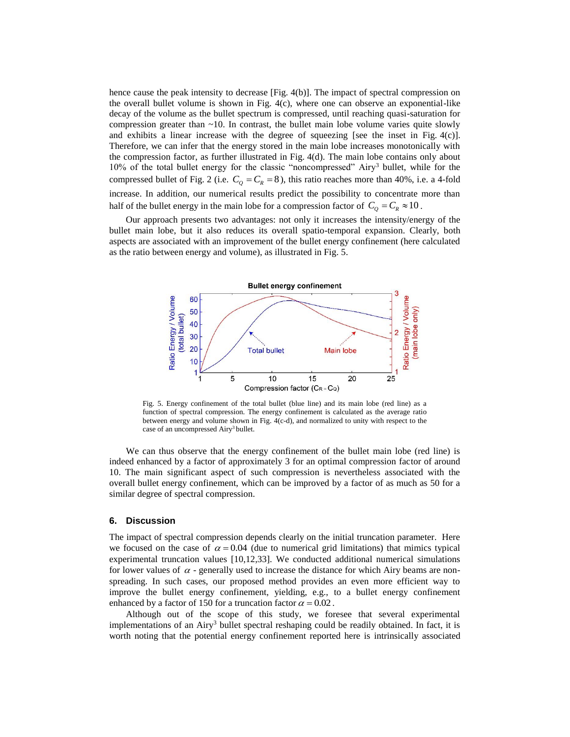hence cause the peak intensity to decrease [Fig. 4(b)]. The impact of spectral compression on the overall bullet volume is shown in Fig. 4(c), where one can observe an exponential-like decay of the volume as the bullet spectrum is compressed, until reaching quasi-saturation for compression greater than ~10. In contrast, the bullet main lobe volume varies quite slowly and exhibits a linear increase with the degree of squeezing [see the inset in Fig. 4(c)]. Therefore, we can infer that the energy stored in the main lobe increases monotonically with the compression factor, as further illustrated in Fig. 4(d). The main lobe contains only about 10% of the total bullet energy for the classic "noncompressed" Airy[3] bullet, while for the compressed bullet of Fig. 2 (i.e. $C_Q = C_R = 8$), this ratio reaches more than 40%, i.e. a 4-fold increase. In addition, our numerical results predict the possibility to concentrate more than half of the bullet energy in the main lobe for a compression factor of $C_Q = C_R \approx 10$.

Our approach presents two advantages: not only it increases the intensity/energy of the bullet main lobe, but it also reduces its overall spatio-temporal expansion. Clearly, both aspects are associated with an improvement of the bullet energy confinement (here calculated as the ratio between energy and volume), as illustrated in Fig. 5.

Fig. 5. Energy confinement of the total bullet (blue line) and its main lobe (red line) as a function of spectral compression. The energy confinement is calculated as the average ratio between energy and volume shown in Fig. 4(c-d), and normalized to unity with respect to the case of an uncompressed Airy[3] bullet.

We can thus observe that the energy confinement of the bullet main lobe (red line) is indeed enhanced by a factor of approximately 3 for an optimal compression factor of around 10. The main significant aspect of such compression is nevertheless associated with the overall bullet energy confinement, which can be improved by a factor of as much as 50 for a similar degree of spectral compression.

## 6. Discussion

The impact of spectral compression depends clearly on the initial truncation parameter. Here we focused on the case of $\alpha = 0.04$ (due to numerical grid limitations) that mimics typical experimental truncation values [10,12,33]. We conducted additional numerical simulations for lower values of $\alpha$ - generally used to increase the distance for which Airy beams are non-spreading. In such cases, our proposed method provides an even more efficient way to improve the bullet energy confinement, yielding, e.g., to a bullet energy confinement enhanced by a factor of 150 for a truncation factor $\alpha = 0.02$.

Although out of the scope of this study, we foresee that several experimental implementations of an Airy[3] bullet spectral reshaping could be readily obtained. In fact, it is worth noting that the potential energy confinement reported here is intrinsically associated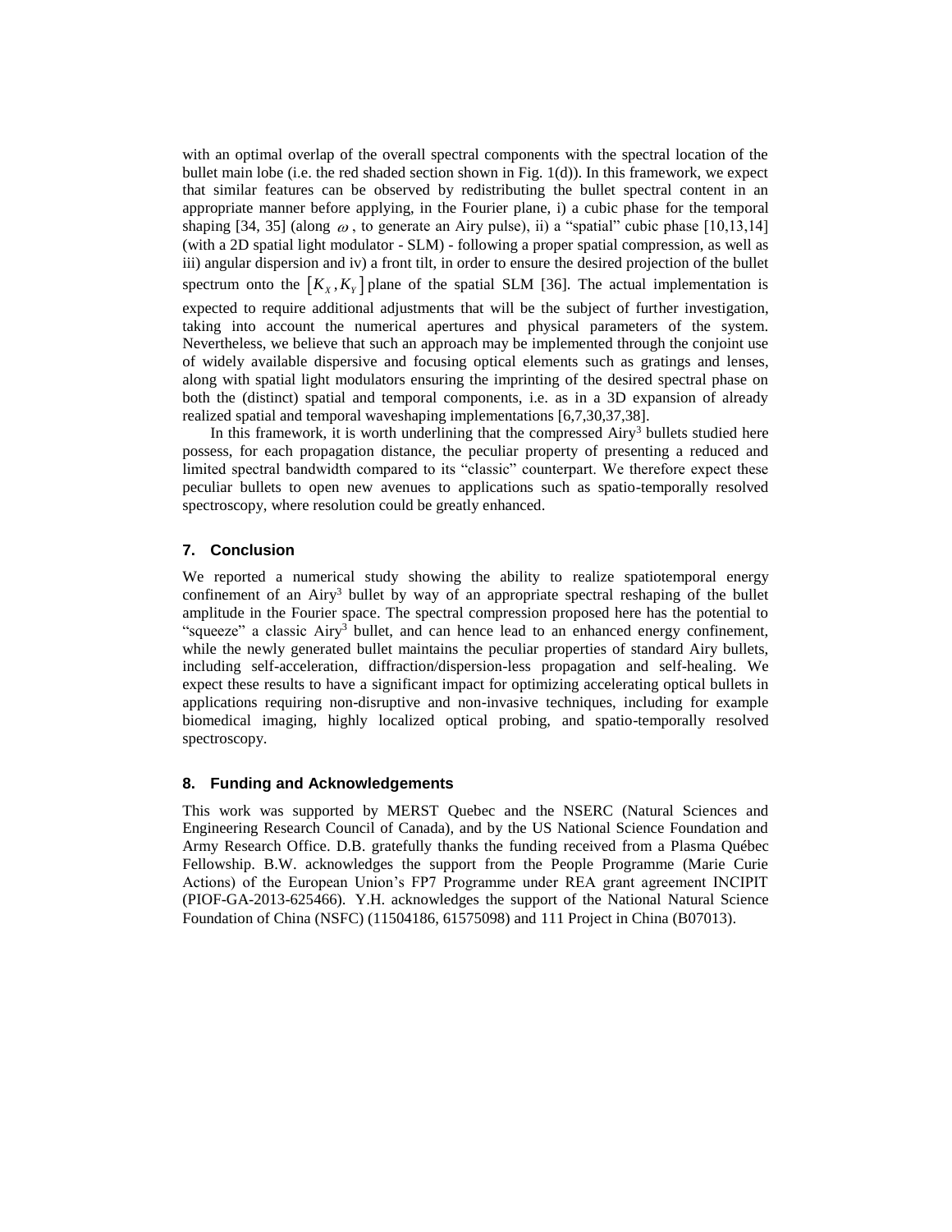with an optimal overlap of the overall spectral components with the spectral location of the bullet main lobe (i.e. the red shaded section shown in Fig. 1(d)). In this framework, we expect that similar features can be observed by redistributing the bullet spectral content in an appropriate manner before applying, in the Fourier plane, i) a cubic phase for the temporal shaping [34, 35] (along $\omega$, to generate an Airy pulse), ii) a "spatial" cubic phase [10,13,14] (with a 2D spatial light modulator - SLM) - following a proper spatial compression, as well as iii) angular dispersion and iv) a front tilt, in order to ensure the desired projection of the bullet spectrum onto the $[K_X, K_Y]$ plane of the spatial SLM [36]. The actual implementation is expected to require additional adjustments that will be the subject of further investigation, taking into account the numerical apertures and physical parameters of the system. Nevertheless, we believe that such an approach may be implemented through the conjoint use of widely available dispersive and focusing optical elements such as gratings and lenses, along with spatial light modulators ensuring the imprinting of the desired spectral phase on both the (distinct) spatial and temporal components, i.e. as in a 3D expansion of already realized spatial and temporal waveshaping implementations [6,7,30,37,38].

In this framework, it is worth underlining that the compressed Airy$^3$ bullets studied here possess, for each propagation distance, the peculiar property of presenting a reduced and limited spectral bandwidth compared to its "classic" counterpart. We therefore expect these peculiar bullets to open new avenues to applications such as spatio-temporally resolved spectroscopy, where resolution could be greatly enhanced.

## 7. Conclusion

We reported a numerical study showing the ability to realize spatiotemporal energy confinement of an Airy$^3$ bullet by way of an appropriate spectral reshaping of the bullet amplitude in the Fourier space. The spectral compression proposed here has the potential to "squeeze" a classic Airy$^3$ bullet, and can hence lead to an enhanced energy confinement, while the newly generated bullet maintains the peculiar properties of standard Airy bullets, including self-acceleration, diffraction/dispersion-less propagation and self-healing. We expect these results to have a significant impact for optimizing accelerating optical bullets in applications requiring non-disruptive and non-invasive techniques, including for example biomedical imaging, highly localized optical probing, and spatio-temporally resolved spectroscopy.

## 8. Funding and Acknowledgements

This work was supported by MERST Quebec and the NSERC (Natural Sciences and Engineering Research Council of Canada), and by the US National Science Foundation and Army Research Office. D.B. gratefully thanks the funding received from a Plasma Québec Fellowship. B.W. acknowledges the support from the People Programme (Marie Curie Actions) of the European Union's FP7 Programme under REA grant agreement INCIPIT (PIOF-GA-2013-625466). Y.H. acknowledges the support of the National Natural Science Foundation of China (NSFC) (11504186, 61575098) and 111 Project in China (B07013).